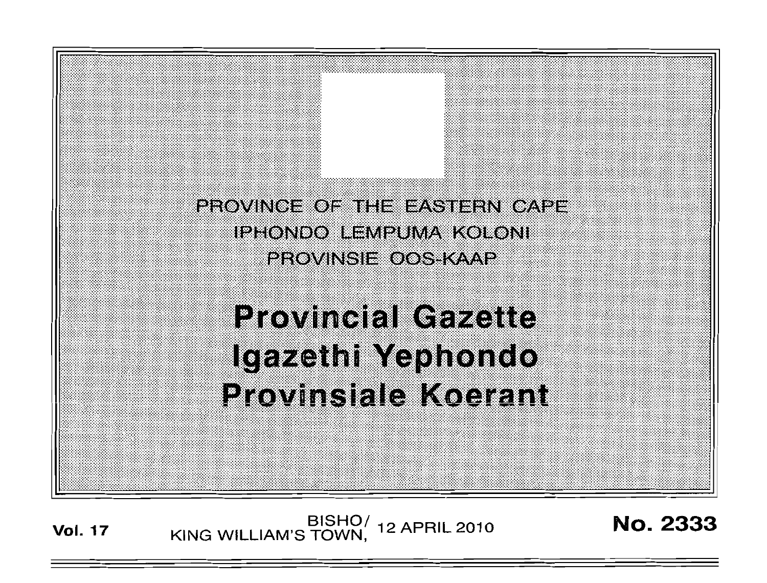PROVINCE OF THE EASTERN CAPE
IPHONDO LEMPUMA KOLONI
PROVINSIE OOS-KAAP

# Provincial Gazette
# Igazethi Yephondo
# Provinsiale Koerant

**Vol. 17** BISHO/ KING WILLIAM'S TOWN, 12 APRIL 2010 **No. 2333**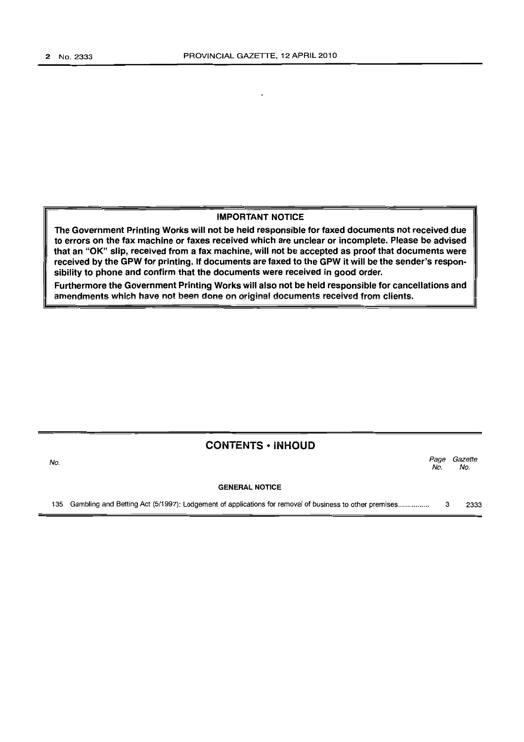**IMPORTANT NOTICE**

**The Government Printing Works will not be held responsible for faxed documents not received due to errors on the fax machine or faxes received which are unclear or incomplete. Please be advised that an "OK" slip, received from a fax machine, will not be accepted as proof that documents were received by the GPW for printing. If documents are faxed to the GPW it will be the sender's responsibility to phone and confirm that the documents were received in good order.**

**Furthermore the Government Printing Works will also not be held responsible for cancellations and amendments which have not been done on original documents received from clients.**

## CONTENTS • INHOUD

| No. | | Page No. | Gazette No. |
|---|---|---|---|
| | **GENERAL NOTICE** | | |
| 135 | Gambling and Betting Act (5/1997): Lodgement of applications for removal of business to other premises................ | 3 | 2333 |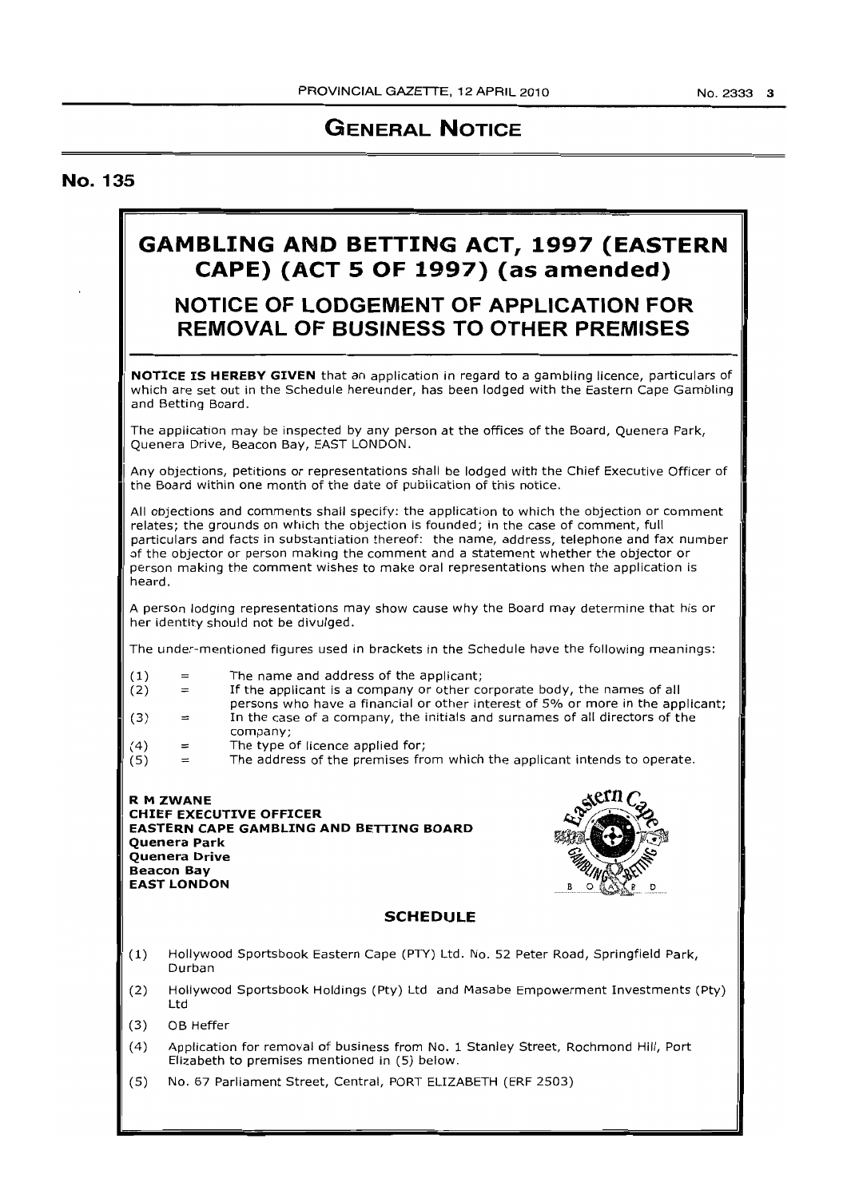# GENERAL NOTICE

**No. 135**

# GAMBLING AND BETTING ACT, 1997 (EASTERN CAPE) (ACT 5 OF 1997) (as amended)

## NOTICE OF LODGEMENT OF APPLICATION FOR REMOVAL OF BUSINESS TO OTHER PREMISES

**NOTICE IS HEREBY GIVEN** that an application in regard to a gambling licence, particulars of which are set out in the Schedule hereunder, has been lodged with the Eastern Cape Gambling and Betting Board.

The application may be inspected by any person at the offices of the Board, Quenera Park, Quenera Drive, Beacon Bay, EAST LONDON.

Any objections, petitions or representations shall be lodged with the Chief Executive Officer of the Board within one month of the date of publication of this notice.

All objections and comments shall specify: the application to which the objection or comment relates; the grounds on which the objection is founded; in the case of comment, full particulars and facts in substantiation thereof: the name, address, telephone and fax number of the objector or person making the comment and a statement whether the objector or person making the comment wishes to make oral representations when the application is heard.

A person lodging representations may show cause why the Board may determine that his or her identity should not be divulged.

The under-mentioned figures used in brackets in the Schedule have the following meanings:

(1) = The name and address of the applicant;
(2) = If the applicant is a company or other corporate body, the names of all persons who have a financial or other interest of 5% or more in the applicant;
(3) = In the case of a company, the initials and surnames of all directors of the company;
(4) = The type of licence applied for;
(5) = The address of the premises from which the applicant intends to operate.

**R M ZWANE**
**CHIEF EXECUTIVE OFFICER**
**EASTERN CAPE GAMBLING AND BETTING BOARD**
**Quenera Park**
**Quenera Drive**
**Beacon Bay**
**EAST LONDON**

### SCHEDULE

(1) Hollywood Sportsbook Eastern Cape (PTY) Ltd. No. 52 Peter Road, Springfield Park, Durban

(2) Hollywood Sportsbook Holdings (Pty) Ltd and Masabe Empowerment Investments (Pty) Ltd

(3) OB Heffer

(4) Application for removal of business from No. 1 Stanley Street, Rochmond Hill, Port Elizabeth to premises mentioned in (5) below.

(5) No. 67 Parliament Street, Central, PORT ELIZABETH (ERF 2503)